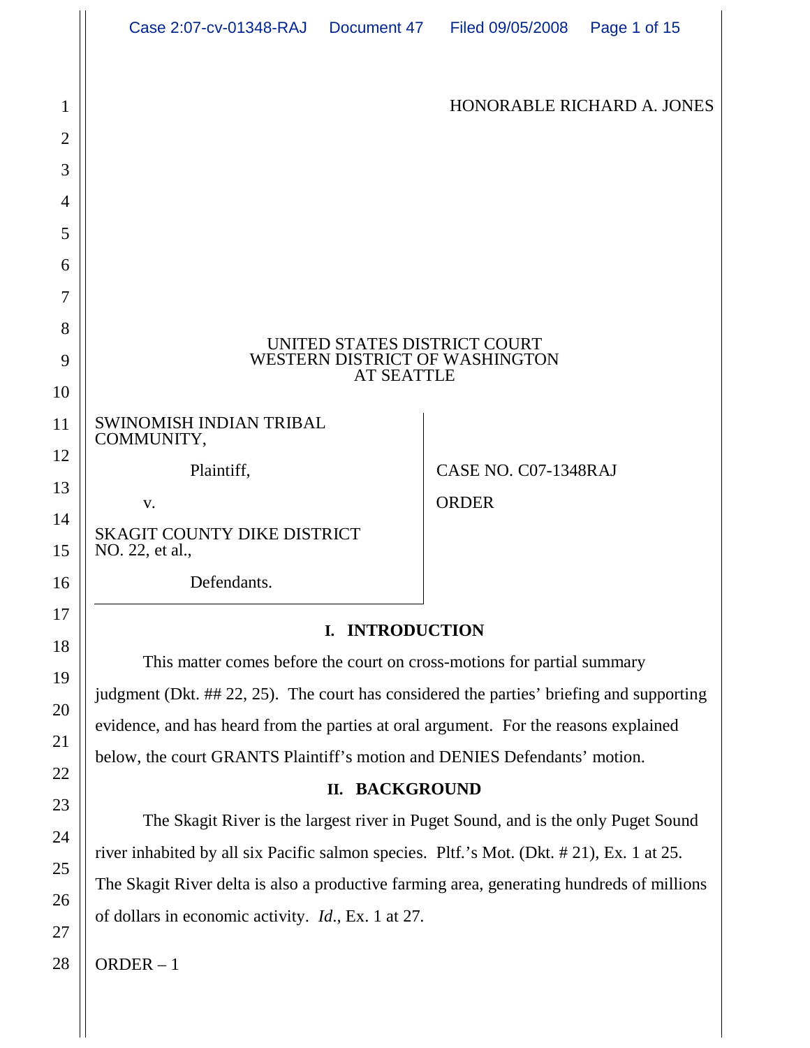HONORABLE RICHARD A. JONES

UNITED STATES DISTRICT COURT
WESTERN DISTRICT OF WASHINGTON
AT SEATTLE

SWINOMISH INDIAN TRIBAL COMMUNITY,

Plaintiff,

v.

SKAGIT COUNTY DIKE DISTRICT NO. 22, et al.,

Defendants.

CASE NO. C07-1348RAJ

ORDER

## I. INTRODUCTION

This matter comes before the court on cross-motions for partial summary judgment (Dkt. ## 22, 25). The court has considered the parties' briefing and supporting evidence, and has heard from the parties at oral argument. For the reasons explained below, the court GRANTS Plaintiff's motion and DENIES Defendants' motion.

## II. BACKGROUND

The Skagit River is the largest river in Puget Sound, and is the only Puget Sound river inhabited by all six Pacific salmon species. Pltf.'s Mot. (Dkt. # 21), Ex. 1 at 25. The Skagit River delta is also a productive farming area, generating hundreds of millions of dollars in economic activity. *Id.*, Ex. 1 at 27.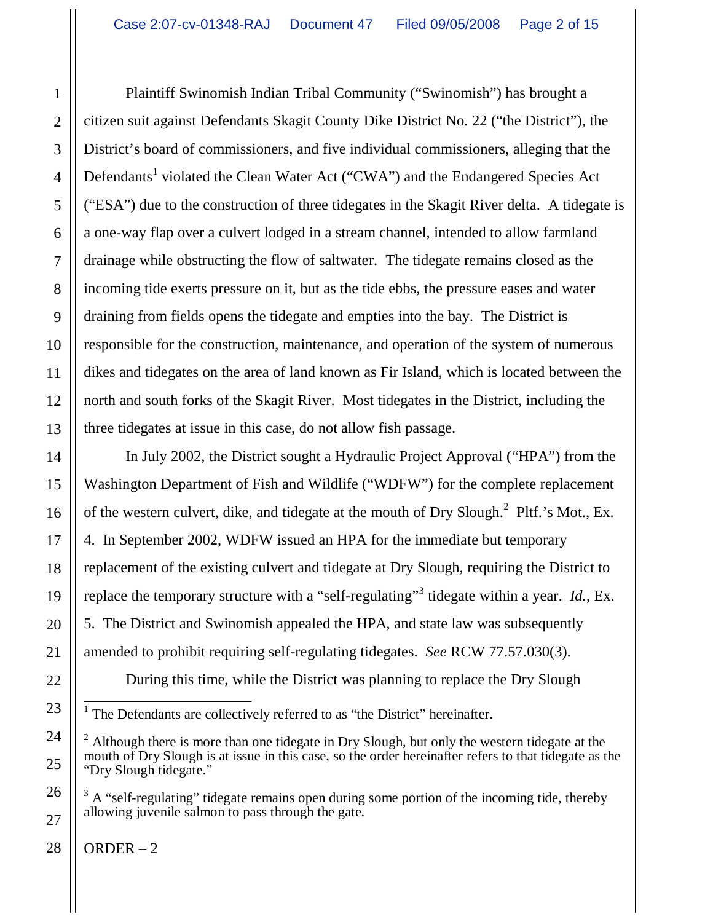Plaintiff Swinomish Indian Tribal Community ("Swinomish") has brought a citizen suit against Defendants Skagit County Dike District No. 22 ("the District"), the District's board of commissioners, and five individual commissioners, alleging that the Defendants[1] violated the Clean Water Act ("CWA") and the Endangered Species Act ("ESA") due to the construction of three tidegates in the Skagit River delta. A tidegate is a one-way flap over a culvert lodged in a stream channel, intended to allow farmland drainage while obstructing the flow of saltwater. The tidegate remains closed as the incoming tide exerts pressure on it, but as the tide ebbs, the pressure eases and water draining from fields opens the tidegate and empties into the bay. The District is responsible for the construction, maintenance, and operation of the system of numerous dikes and tidegates on the area of land known as Fir Island, which is located between the north and south forks of the Skagit River. Most tidegates in the District, including the three tidegates at issue in this case, do not allow fish passage.

In July 2002, the District sought a Hydraulic Project Approval ("HPA") from the Washington Department of Fish and Wildlife ("WDFW") for the complete replacement of the western culvert, dike, and tidegate at the mouth of Dry Slough.[2] Pltf.'s Mot., Ex. 4. In September 2002, WDFW issued an HPA for the immediate but temporary replacement of the existing culvert and tidegate at Dry Slough, requiring the District to replace the temporary structure with a "self-regulating"[3] tidegate within a year. *Id.*, Ex. 5. The District and Swinomish appealed the HPA, and state law was subsequently amended to prohibit requiring self-regulating tidegates. *See* RCW 77.57.030(3).

During this time, while the District was planning to replace the Dry Slough

---

[1] The Defendants are collectively referred to as "the District" hereinafter.

[2] Although there is more than one tidegate in Dry Slough, but only the western tidegate at the mouth of Dry Slough is at issue in this case, so the order hereinafter refers to that tidegate as the "Dry Slough tidegate."

[3] A "self-regulating" tidegate remains open during some portion of the incoming tide, thereby allowing juvenile salmon to pass through the gate.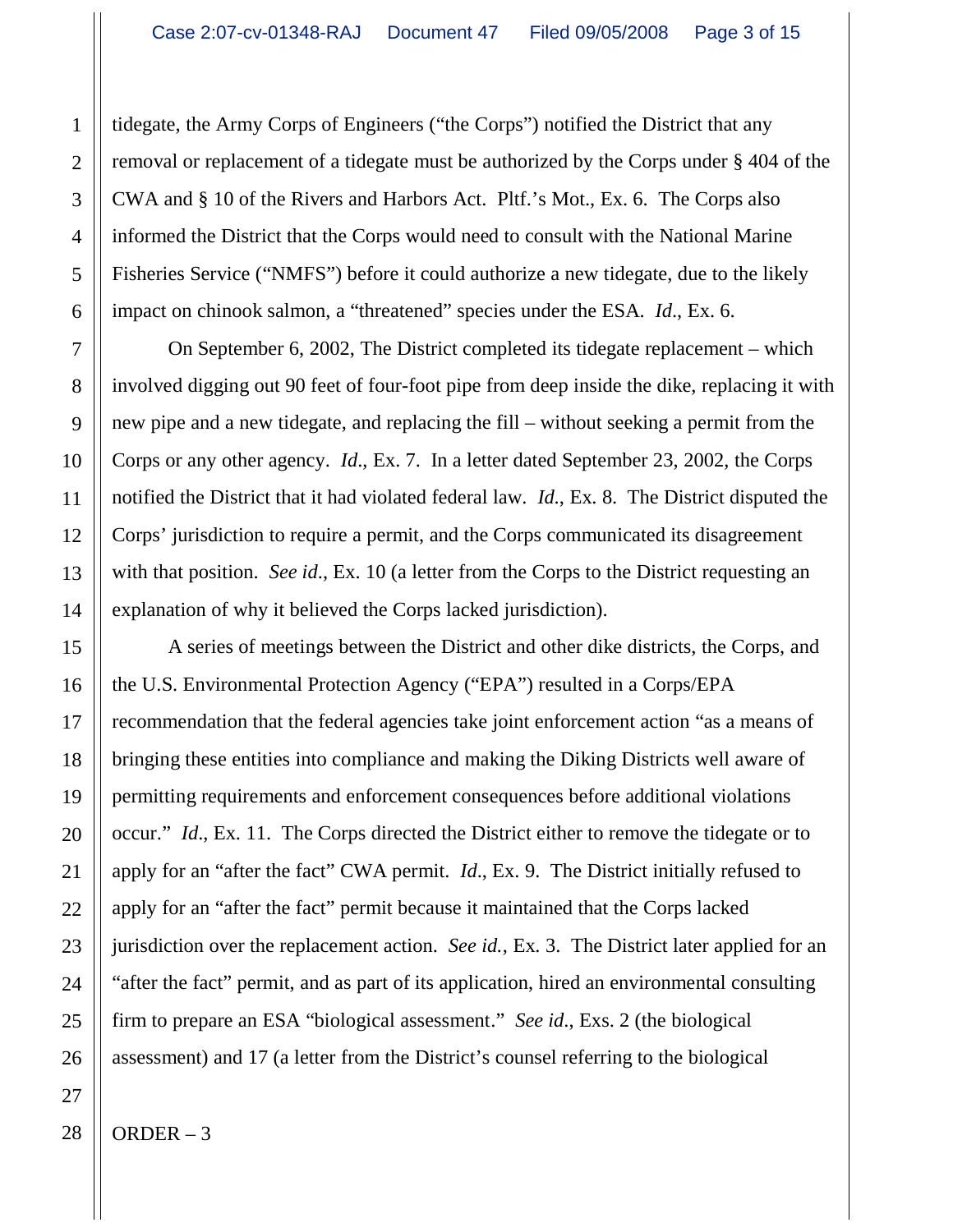tidegate, the Army Corps of Engineers ("the Corps") notified the District that any removal or replacement of a tidegate must be authorized by the Corps under § 404 of the CWA and § 10 of the Rivers and Harbors Act. Pltf.'s Mot., Ex. 6. The Corps also informed the District that the Corps would need to consult with the National Marine Fisheries Service ("NMFS") before it could authorize a new tidegate, due to the likely impact on chinook salmon, a "threatened" species under the ESA. *Id*., Ex. 6.

On September 6, 2002, The District completed its tidegate replacement – which involved digging out 90 feet of four-foot pipe from deep inside the dike, replacing it with new pipe and a new tidegate, and replacing the fill – without seeking a permit from the Corps or any other agency. *Id*., Ex. 7. In a letter dated September 23, 2002, the Corps notified the District that it had violated federal law. *Id*., Ex. 8. The District disputed the Corps' jurisdiction to require a permit, and the Corps communicated its disagreement with that position. *See id*., Ex. 10 (a letter from the Corps to the District requesting an explanation of why it believed the Corps lacked jurisdiction).

A series of meetings between the District and other dike districts, the Corps, and the U.S. Environmental Protection Agency ("EPA") resulted in a Corps/EPA recommendation that the federal agencies take joint enforcement action "as a means of bringing these entities into compliance and making the Diking Districts well aware of permitting requirements and enforcement consequences before additional violations occur." *Id*., Ex. 11. The Corps directed the District either to remove the tidegate or to apply for an "after the fact" CWA permit. *Id*., Ex. 9. The District initially refused to apply for an "after the fact" permit because it maintained that the Corps lacked jurisdiction over the replacement action. *See id.*, Ex. 3. The District later applied for an "after the fact" permit, and as part of its application, hired an environmental consulting firm to prepare an ESA "biological assessment." *See id*., Exs. 2 (the biological assessment) and 17 (a letter from the District's counsel referring to the biological

ORDER – 3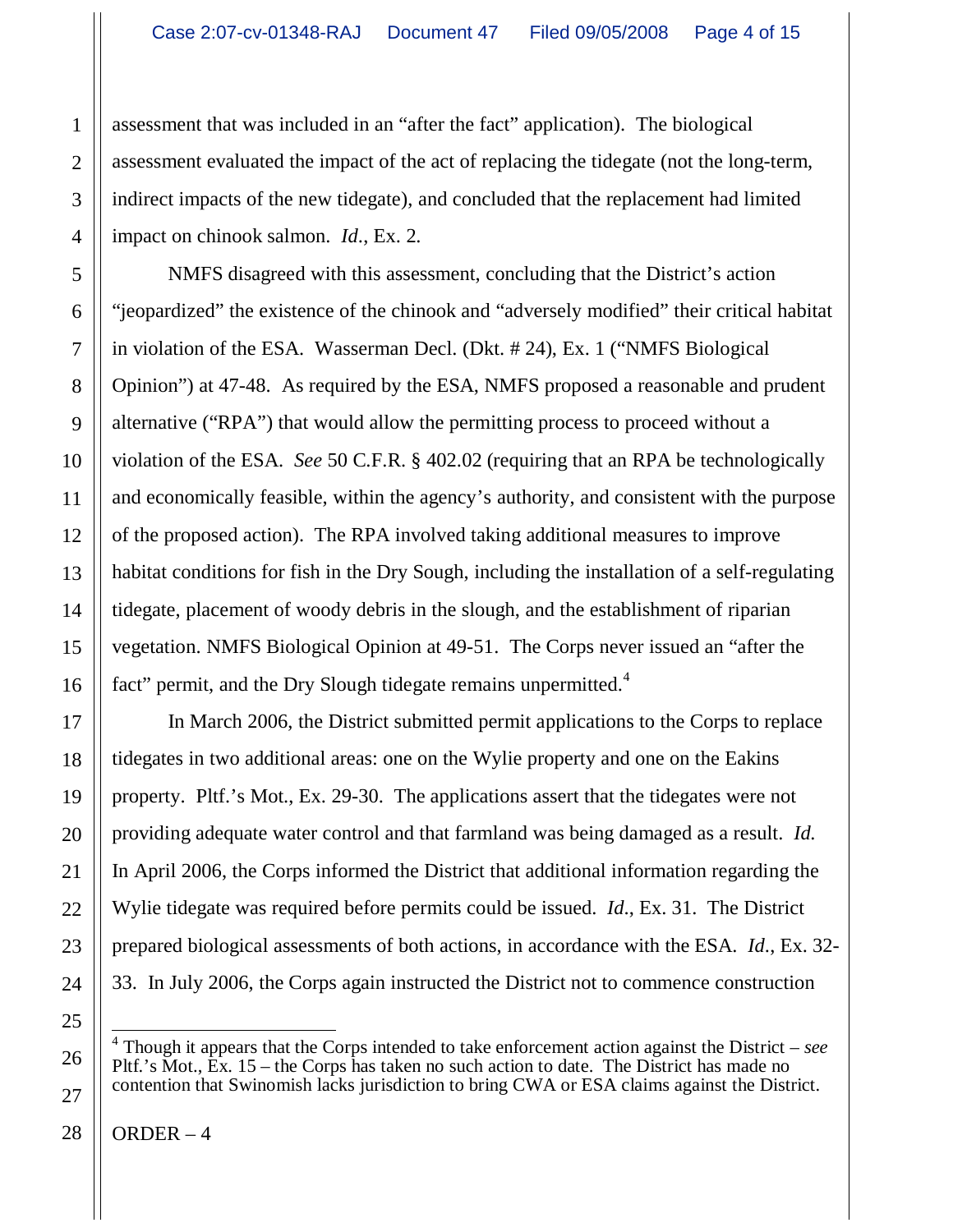assessment that was included in an "after the fact" application). The biological assessment evaluated the impact of the act of replacing the tidegate (not the long-term, indirect impacts of the new tidegate), and concluded that the replacement had limited impact on chinook salmon. *Id.*, Ex. 2.

NMFS disagreed with this assessment, concluding that the District's action "jeopardized" the existence of the chinook and "adversely modified" their critical habitat in violation of the ESA. Wasserman Decl. (Dkt. # 24), Ex. 1 ("NMFS Biological Opinion") at 47-48. As required by the ESA, NMFS proposed a reasonable and prudent alternative ("RPA") that would allow the permitting process to proceed without a violation of the ESA. *See* 50 C.F.R. § 402.02 (requiring that an RPA be technologically and economically feasible, within the agency's authority, and consistent with the purpose of the proposed action). The RPA involved taking additional measures to improve habitat conditions for fish in the Dry Sough, including the installation of a self-regulating tidegate, placement of woody debris in the slough, and the establishment of riparian vegetation. NMFS Biological Opinion at 49-51. The Corps never issued an "after the fact" permit, and the Dry Slough tidegate remains unpermitted.[4]

In March 2006, the District submitted permit applications to the Corps to replace tidegates in two additional areas: one on the Wylie property and one on the Eakins property. Pltf.'s Mot., Ex. 29-30. The applications assert that the tidegates were not providing adequate water control and that farmland was being damaged as a result. *Id.* In April 2006, the Corps informed the District that additional information regarding the Wylie tidegate was required before permits could be issued. *Id.*, Ex. 31. The District prepared biological assessments of both actions, in accordance with the ESA. *Id.*, Ex. 32-33. In July 2006, the Corps again instructed the District not to commence construction

---

[4] Though it appears that the Corps intended to take enforcement action against the District – *see* Pltf.'s Mot., Ex. 15 – the Corps has taken no such action to date. The District has made no contention that Swinomish lacks jurisdiction to bring CWA or ESA claims against the District.

ORDER – 4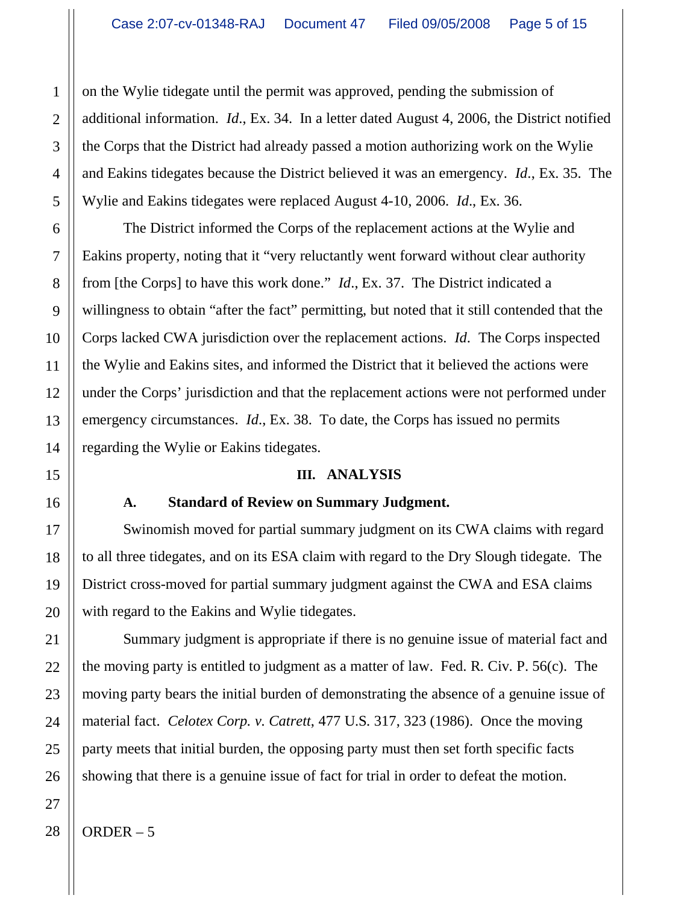on the Wylie tidegate until the permit was approved, pending the submission of additional information. *Id*., Ex. 34. In a letter dated August 4, 2006, the District notified the Corps that the District had already passed a motion authorizing work on the Wylie and Eakins tidegates because the District believed it was an emergency. *Id*., Ex. 35. The Wylie and Eakins tidegates were replaced August 4-10, 2006. *Id*., Ex. 36.

The District informed the Corps of the replacement actions at the Wylie and Eakins property, noting that it "very reluctantly went forward without clear authority from [the Corps] to have this work done." *Id*., Ex. 37. The District indicated a willingness to obtain "after the fact" permitting, but noted that it still contended that the Corps lacked CWA jurisdiction over the replacement actions. *Id*. The Corps inspected the Wylie and Eakins sites, and informed the District that it believed the actions were under the Corps' jurisdiction and that the replacement actions were not performed under emergency circumstances. *Id*., Ex. 38. To date, the Corps has issued no permits regarding the Wylie or Eakins tidegates.

## III. ANALYSIS

### A. Standard of Review on Summary Judgment.

Swinomish moved for partial summary judgment on its CWA claims with regard to all three tidegates, and on its ESA claim with regard to the Dry Slough tidegate. The District cross-moved for partial summary judgment against the CWA and ESA claims with regard to the Eakins and Wylie tidegates.

Summary judgment is appropriate if there is no genuine issue of material fact and the moving party is entitled to judgment as a matter of law. Fed. R. Civ. P. 56(c). The moving party bears the initial burden of demonstrating the absence of a genuine issue of material fact. *Celotex Corp. v. Catrett*, 477 U.S. 317, 323 (1986). Once the moving party meets that initial burden, the opposing party must then set forth specific facts showing that there is a genuine issue of fact for trial in order to defeat the motion.

ORDER – 5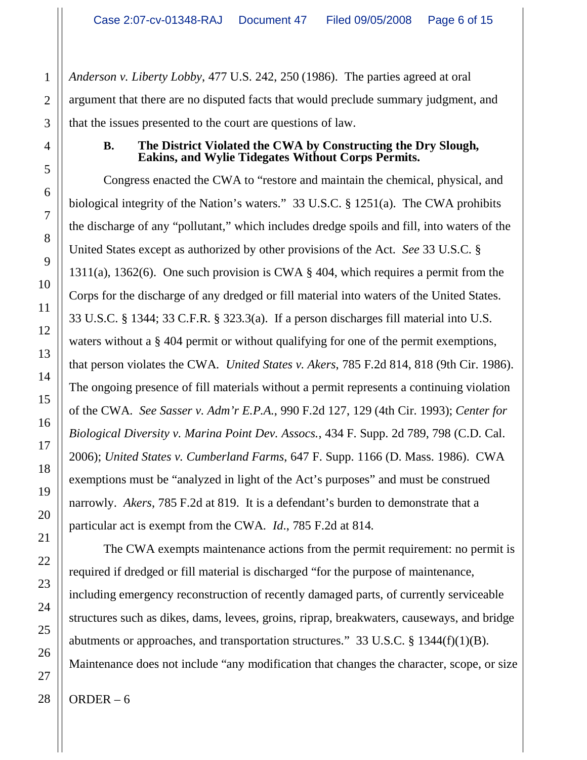*Anderson v. Liberty Lobby*, 477 U.S. 242, 250 (1986). The parties agreed at oral argument that there are no disputed facts that would preclude summary judgment, and that the issues presented to the court are questions of law.

### B. The District Violated the CWA by Constructing the Dry Slough, Eakins, and Wylie Tidegates Without Corps Permits.

Congress enacted the CWA to "restore and maintain the chemical, physical, and biological integrity of the Nation's waters." 33 U.S.C. § 1251(a). The CWA prohibits the discharge of any "pollutant," which includes dredge spoils and fill, into waters of the United States except as authorized by other provisions of the Act. *See* 33 U.S.C. § 1311(a), 1362(6). One such provision is CWA § 404, which requires a permit from the Corps for the discharge of any dredged or fill material into waters of the United States. 33 U.S.C. § 1344; 33 C.F.R. § 323.3(a). If a person discharges fill material into U.S. waters without a § 404 permit or without qualifying for one of the permit exemptions, that person violates the CWA. *United States v. Akers*, 785 F.2d 814, 818 (9th Cir. 1986). The ongoing presence of fill materials without a permit represents a continuing violation of the CWA. *See Sasser v. Adm'r E.P.A.*, 990 F.2d 127, 129 (4th Cir. 1993); *Center for Biological Diversity v. Marina Point Dev. Assocs.*, 434 F. Supp. 2d 789, 798 (C.D. Cal. 2006); *United States v. Cumberland Farms*, 647 F. Supp. 1166 (D. Mass. 1986). CWA exemptions must be "analyzed in light of the Act's purposes" and must be construed narrowly. *Akers*, 785 F.2d at 819. It is a defendant's burden to demonstrate that a particular act is exempt from the CWA. *Id*., 785 F.2d at 814.

The CWA exempts maintenance actions from the permit requirement: no permit is required if dredged or fill material is discharged "for the purpose of maintenance, including emergency reconstruction of recently damaged parts, of currently serviceable structures such as dikes, dams, levees, groins, riprap, breakwaters, causeways, and bridge abutments or approaches, and transportation structures." 33 U.S.C. § 1344(f)(1)(B). Maintenance does not include "any modification that changes the character, scope, or size

ORDER – 6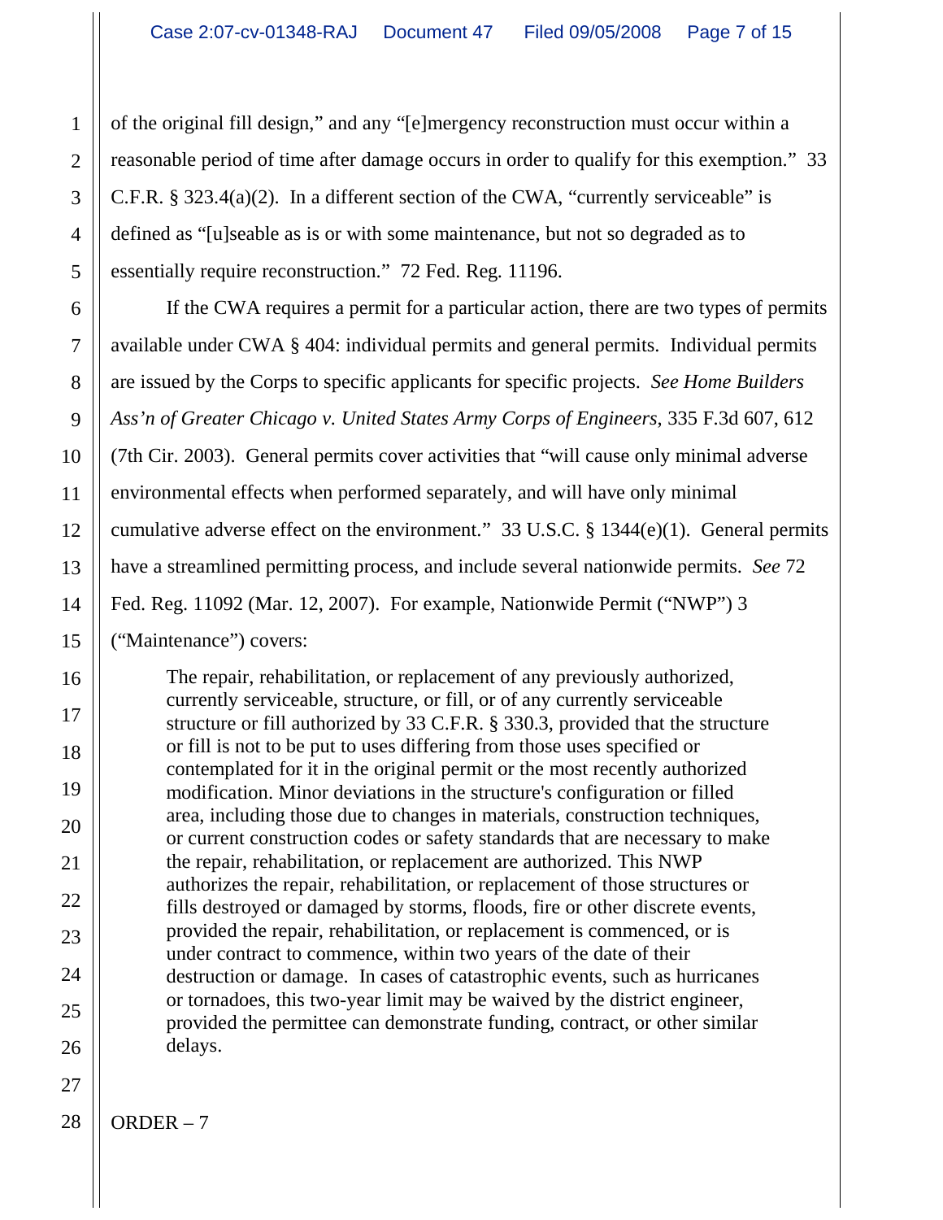of the original fill design," and any "[e]mergency reconstruction must occur within a reasonable period of time after damage occurs in order to qualify for this exemption." 33 C.F.R. § 323.4(a)(2). In a different section of the CWA, "currently serviceable" is defined as "[u]seable as is or with some maintenance, but not so degraded as to essentially require reconstruction." 72 Fed. Reg. 11196.

If the CWA requires a permit for a particular action, there are two types of permits available under CWA § 404: individual permits and general permits. Individual permits are issued by the Corps to specific applicants for specific projects. *See Home Builders Ass'n of Greater Chicago v. United States Army Corps of Engineers*, 335 F.3d 607, 612 (7th Cir. 2003). General permits cover activities that "will cause only minimal adverse environmental effects when performed separately, and will have only minimal cumulative adverse effect on the environment." 33 U.S.C. § 1344(e)(1). General permits have a streamlined permitting process, and include several nationwide permits. *See* 72 Fed. Reg. 11092 (Mar. 12, 2007). For example, Nationwide Permit ("NWP") 3 ("Maintenance") covers:

> The repair, rehabilitation, or replacement of any previously authorized, currently serviceable, structure, or fill, or of any currently serviceable structure or fill authorized by 33 C.F.R. § 330.3, provided that the structure or fill is not to be put to uses differing from those uses specified or contemplated for it in the original permit or the most recently authorized modification. Minor deviations in the structure's configuration or filled area, including those due to changes in materials, construction techniques, or current construction codes or safety standards that are necessary to make the repair, rehabilitation, or replacement are authorized. This NWP authorizes the repair, rehabilitation, or replacement of those structures or fills destroyed or damaged by storms, floods, fire or other discrete events, provided the repair, rehabilitation, or replacement is commenced, or is under contract to commence, within two years of the date of their destruction or damage. In cases of catastrophic events, such as hurricanes or tornadoes, this two-year limit may be waived by the district engineer, provided the permittee can demonstrate funding, contract, or other similar delays.

ORDER – 7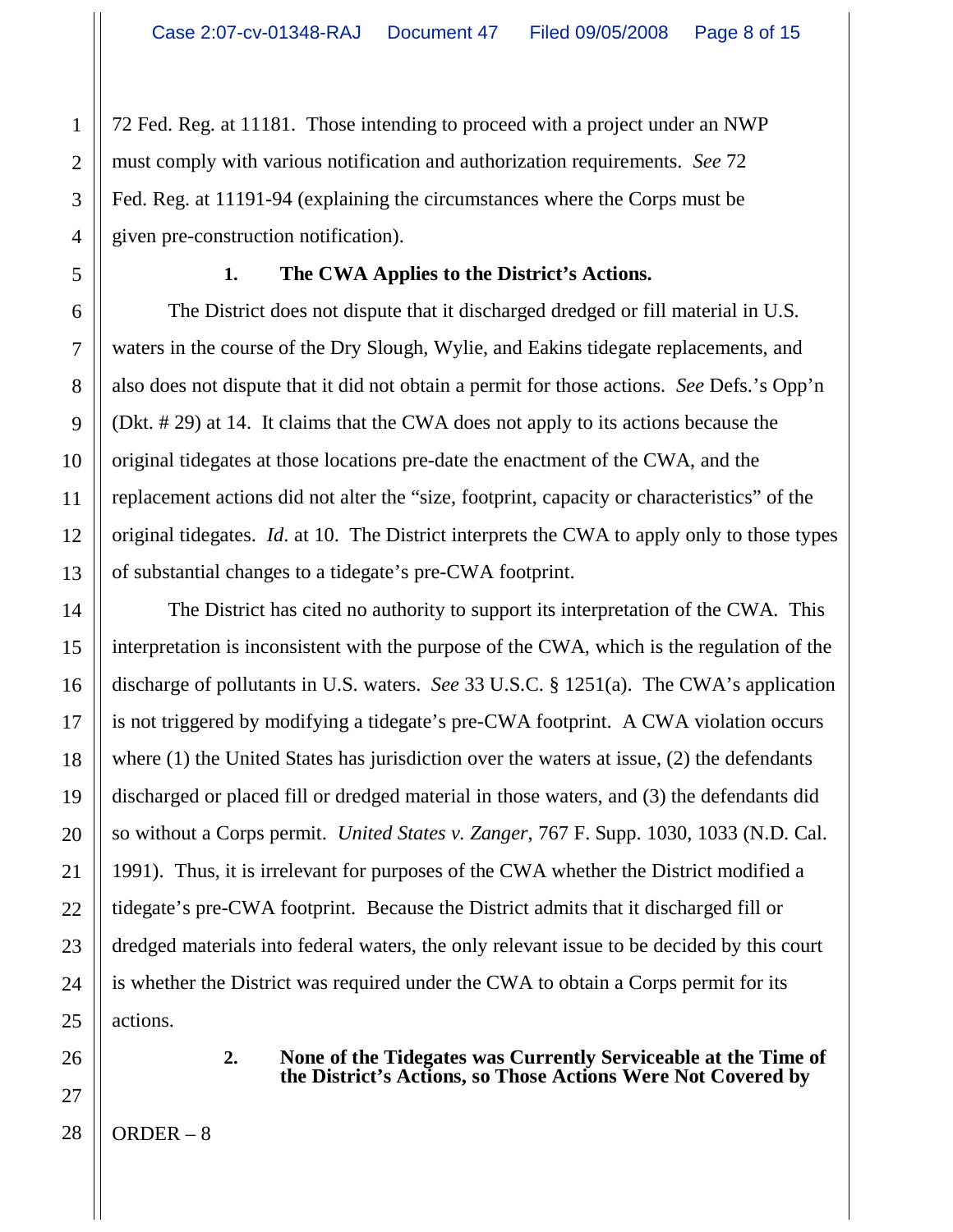72 Fed. Reg. at 11181. Those intending to proceed with a project under an NWP must comply with various notification and authorization requirements. *See* 72 Fed. Reg. at 11191-94 (explaining the circumstances where the Corps must be given pre-construction notification).

### 1. The CWA Applies to the District's Actions.

The District does not dispute that it discharged dredged or fill material in U.S. waters in the course of the Dry Slough, Wylie, and Eakins tidegate replacements, and also does not dispute that it did not obtain a permit for those actions. *See* Defs.'s Opp'n (Dkt. # 29) at 14. It claims that the CWA does not apply to its actions because the original tidegates at those locations pre-date the enactment of the CWA, and the replacement actions did not alter the "size, footprint, capacity or characteristics" of the original tidegates. *Id*. at 10. The District interprets the CWA to apply only to those types of substantial changes to a tidegate's pre-CWA footprint.

The District has cited no authority to support its interpretation of the CWA. This interpretation is inconsistent with the purpose of the CWA, which is the regulation of the discharge of pollutants in U.S. waters. *See* 33 U.S.C. § 1251(a). The CWA's application is not triggered by modifying a tidegate's pre-CWA footprint. A CWA violation occurs where (1) the United States has jurisdiction over the waters at issue, (2) the defendants discharged or placed fill or dredged material in those waters, and (3) the defendants did so without a Corps permit. *United States v. Zanger*, 767 F. Supp. 1030, 1033 (N.D. Cal. 1991). Thus, it is irrelevant for purposes of the CWA whether the District modified a tidegate's pre-CWA footprint. Because the District admits that it discharged fill or dredged materials into federal waters, the only relevant issue to be decided by this court is whether the District was required under the CWA to obtain a Corps permit for its actions.

### 2. None of the Tidegates was Currently Serviceable at the Time of the District's Actions, so Those Actions Were Not Covered by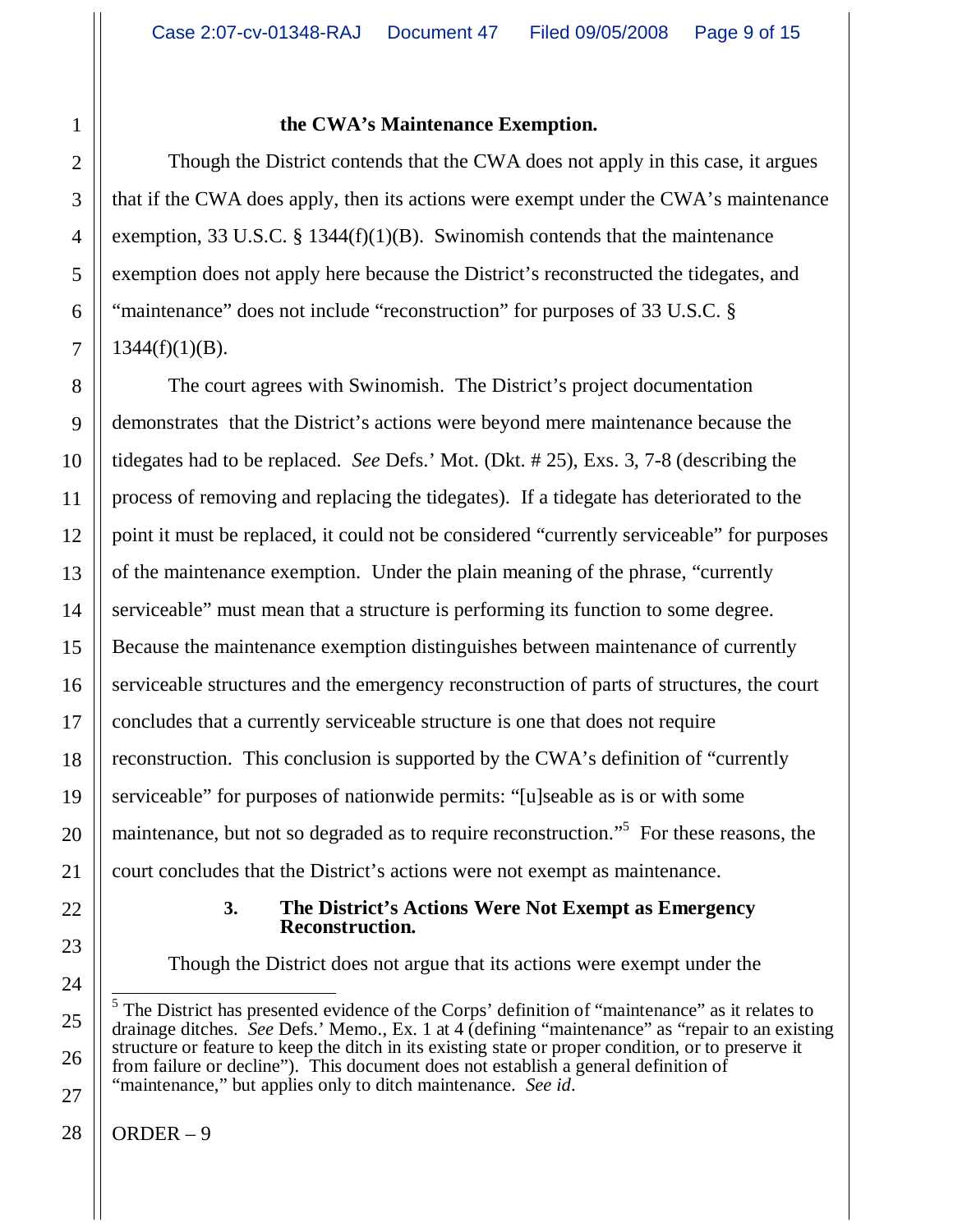**the CWA's Maintenance Exemption.**

Though the District contends that the CWA does not apply in this case, it argues that if the CWA does apply, then its actions were exempt under the CWA's maintenance exemption, 33 U.S.C. § 1344(f)(1)(B). Swinomish contends that the maintenance exemption does not apply here because the District's reconstructed the tidegates, and "maintenance" does not include "reconstruction" for purposes of 33 U.S.C. § 1344(f)(1)(B).

The court agrees with Swinomish. The District's project documentation demonstrates that the District's actions were beyond mere maintenance because the tidegates had to be replaced. *See* Defs.' Mot. (Dkt. # 25), Exs. 3, 7-8 (describing the process of removing and replacing the tidegates). If a tidegate has deteriorated to the point it must be replaced, it could not be considered "currently serviceable" for purposes of the maintenance exemption. Under the plain meaning of the phrase, "currently serviceable" must mean that a structure is performing its function to some degree. Because the maintenance exemption distinguishes between maintenance of currently serviceable structures and the emergency reconstruction of parts of structures, the court concludes that a currently serviceable structure is one that does not require reconstruction. This conclusion is supported by the CWA's definition of "currently serviceable" for purposes of nationwide permits: "[u]seable as is or with some maintenance, but not so degraded as to require reconstruction."[5] For these reasons, the court concludes that the District's actions were not exempt as maintenance.

### 3. The District's Actions Were Not Exempt as Emergency Reconstruction.

Though the District does not argue that its actions were exempt under the

[5] The District has presented evidence of the Corps' definition of "maintenance" as it relates to drainage ditches. *See* Defs.' Memo., Ex. 1 at 4 (defining "maintenance" as "repair to an existing structure or feature to keep the ditch in its existing state or proper condition, or to preserve it from failure or decline"). This document does not establish a general definition of "maintenance," but applies only to ditch maintenance. *See id*.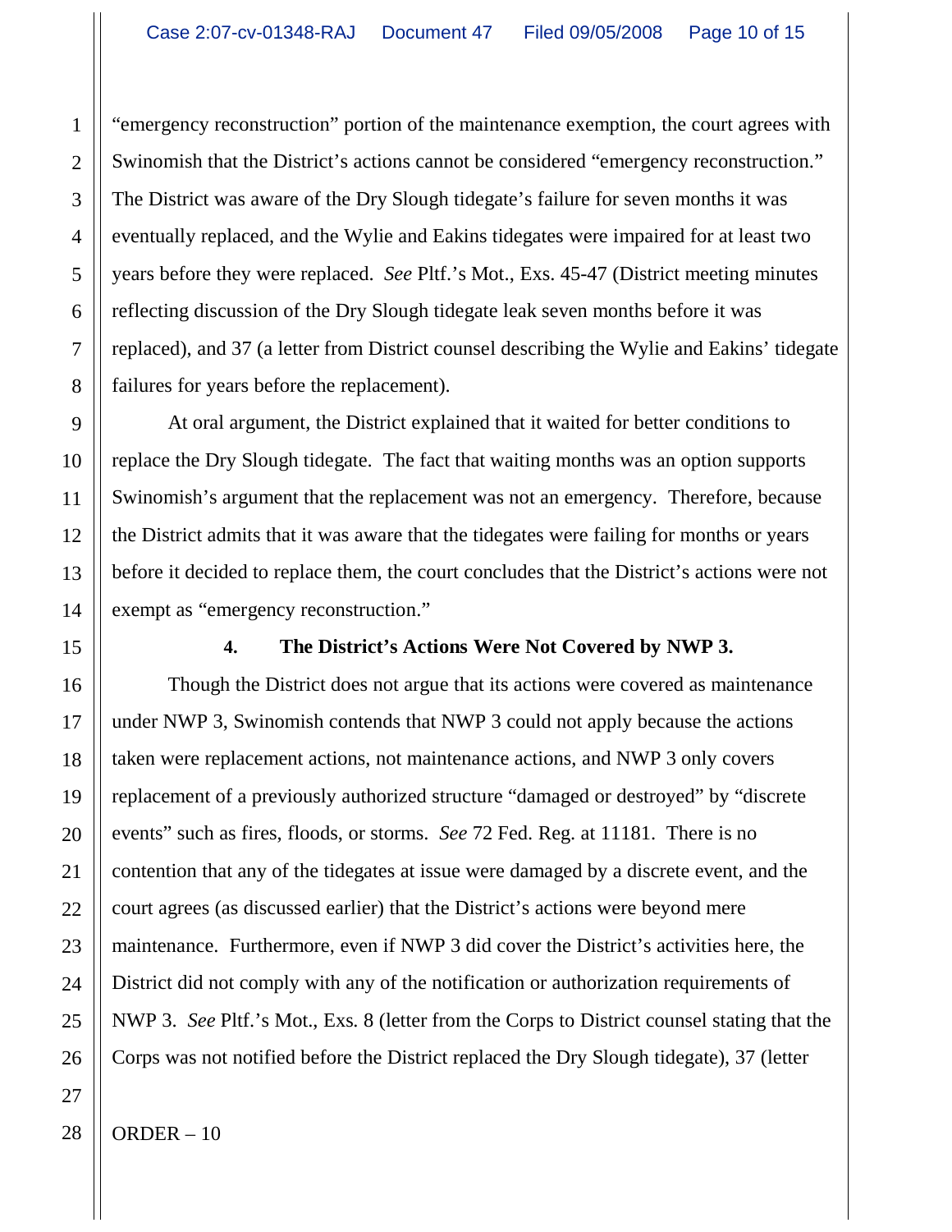"emergency reconstruction" portion of the maintenance exemption, the court agrees with Swinomish that the District's actions cannot be considered "emergency reconstruction." The District was aware of the Dry Slough tidegate's failure for seven months it was eventually replaced, and the Wylie and Eakins tidegates were impaired for at least two years before they were replaced. *See* Pltf.'s Mot., Exs. 45-47 (District meeting minutes reflecting discussion of the Dry Slough tidegate leak seven months before it was replaced), and 37 (a letter from District counsel describing the Wylie and Eakins' tidegate failures for years before the replacement).

At oral argument, the District explained that it waited for better conditions to replace the Dry Slough tidegate. The fact that waiting months was an option supports Swinomish's argument that the replacement was not an emergency. Therefore, because the District admits that it was aware that the tidegates were failing for months or years before it decided to replace them, the court concludes that the District's actions were not exempt as "emergency reconstruction."

**4. The District's Actions Were Not Covered by NWP 3.**

Though the District does not argue that its actions were covered as maintenance under NWP 3, Swinomish contends that NWP 3 could not apply because the actions taken were replacement actions, not maintenance actions, and NWP 3 only covers replacement of a previously authorized structure "damaged or destroyed" by "discrete events" such as fires, floods, or storms. *See* 72 Fed. Reg. at 11181. There is no contention that any of the tidegates at issue were damaged by a discrete event, and the court agrees (as discussed earlier) that the District's actions were beyond mere maintenance. Furthermore, even if NWP 3 did cover the District's activities here, the District did not comply with any of the notification or authorization requirements of NWP 3. *See* Pltf.'s Mot., Exs. 8 (letter from the Corps to District counsel stating that the Corps was not notified before the District replaced the Dry Slough tidegate), 37 (letter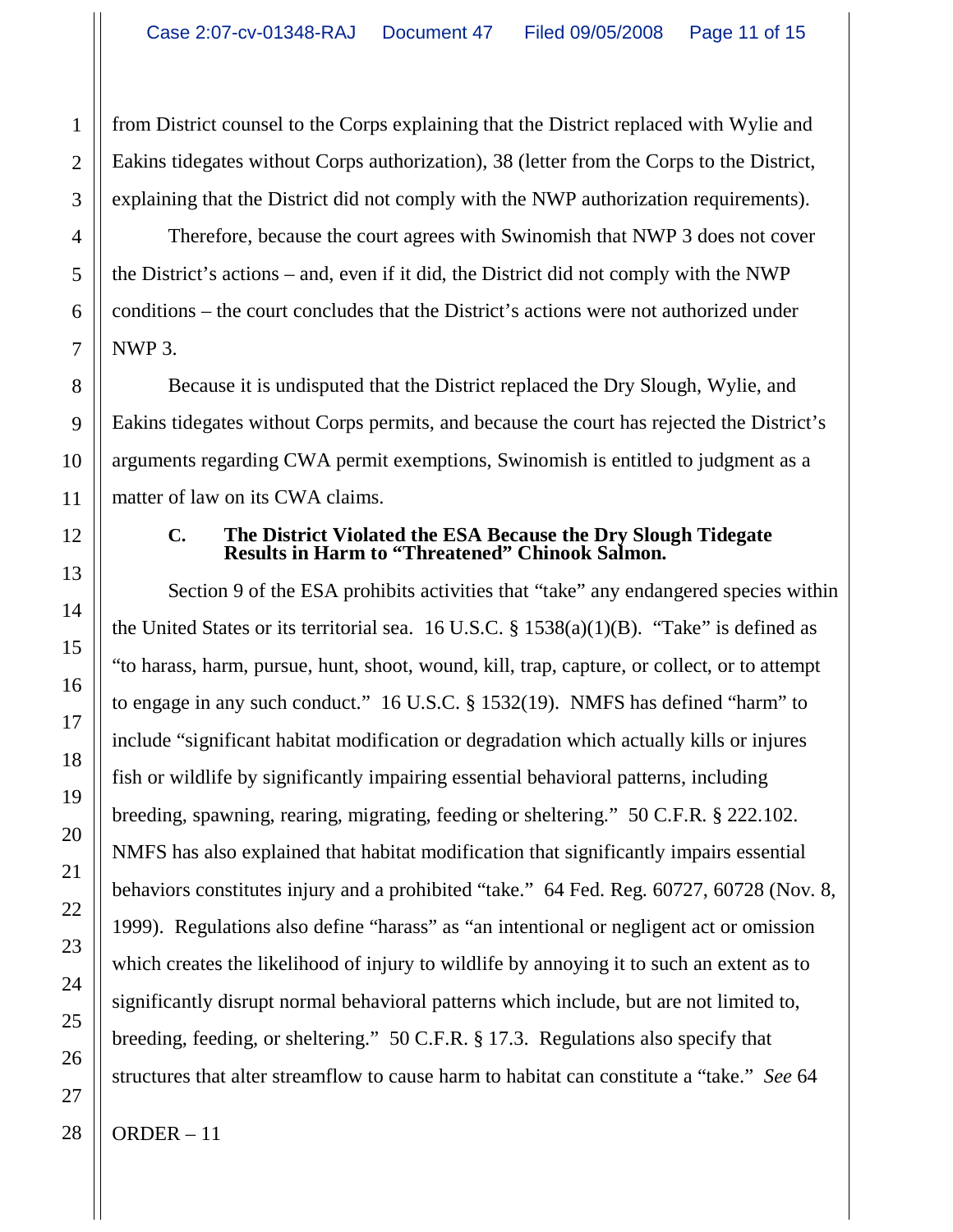from District counsel to the Corps explaining that the District replaced with Wylie and Eakins tidegates without Corps authorization), 38 (letter from the Corps to the District, explaining that the District did not comply with the NWP authorization requirements).

Therefore, because the court agrees with Swinomish that NWP 3 does not cover the District's actions – and, even if it did, the District did not comply with the NWP conditions – the court concludes that the District's actions were not authorized under NWP 3.

Because it is undisputed that the District replaced the Dry Slough, Wylie, and Eakins tidegates without Corps permits, and because the court has rejected the District's arguments regarding CWA permit exemptions, Swinomish is entitled to judgment as a matter of law on its CWA claims.

### C. The District Violated the ESA Because the Dry Slough Tidegate Results in Harm to "Threatened" Chinook Salmon.

Section 9 of the ESA prohibits activities that "take" any endangered species within the United States or its territorial sea. 16 U.S.C. § 1538(a)(1)(B). "Take" is defined as "to harass, harm, pursue, hunt, shoot, wound, kill, trap, capture, or collect, or to attempt to engage in any such conduct." 16 U.S.C. § 1532(19). NMFS has defined "harm" to include "significant habitat modification or degradation which actually kills or injures fish or wildlife by significantly impairing essential behavioral patterns, including breeding, spawning, rearing, migrating, feeding or sheltering." 50 C.F.R. § 222.102. NMFS has also explained that habitat modification that significantly impairs essential behaviors constitutes injury and a prohibited "take." 64 Fed. Reg. 60727, 60728 (Nov. 8, 1999). Regulations also define "harass" as "an intentional or negligent act or omission which creates the likelihood of injury to wildlife by annoying it to such an extent as to significantly disrupt normal behavioral patterns which include, but are not limited to, breeding, feeding, or sheltering." 50 C.F.R. § 17.3. Regulations also specify that structures that alter streamflow to cause harm to habitat can constitute a "take." *See* 64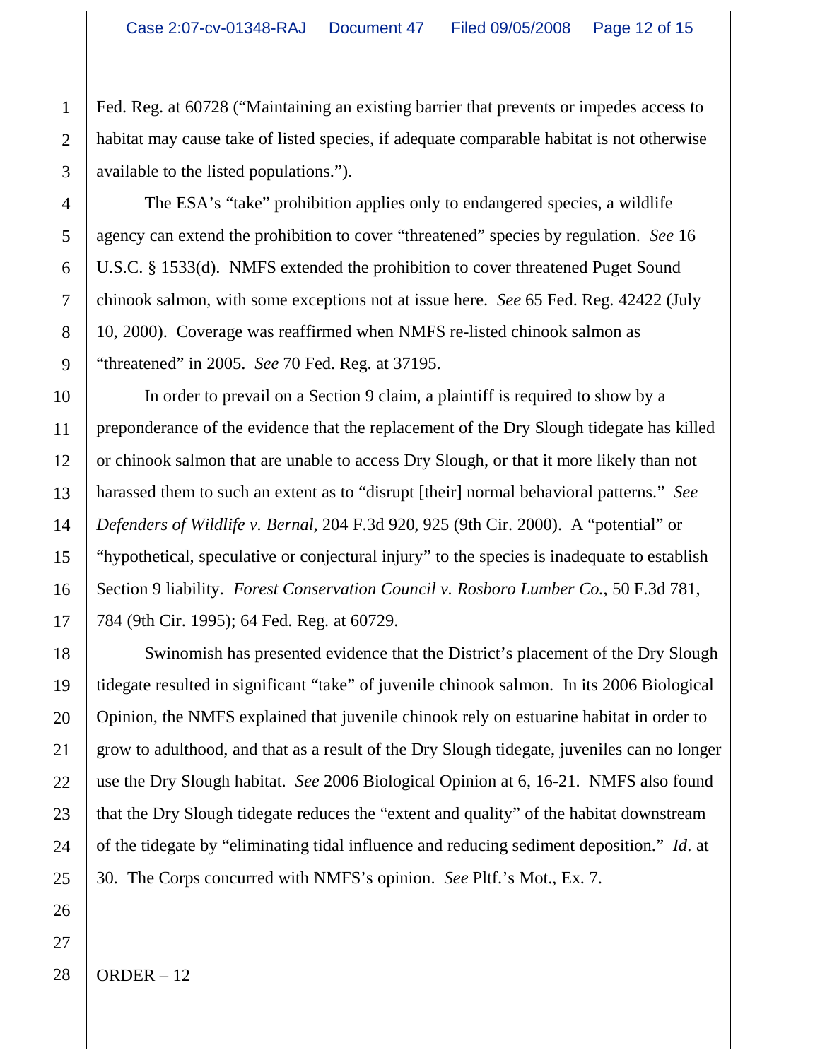Fed. Reg. at 60728 ("Maintaining an existing barrier that prevents or impedes access to habitat may cause take of listed species, if adequate comparable habitat is not otherwise available to the listed populations.").

The ESA's "take" prohibition applies only to endangered species, a wildlife agency can extend the prohibition to cover "threatened" species by regulation. *See* 16 U.S.C. § 1533(d). NMFS extended the prohibition to cover threatened Puget Sound chinook salmon, with some exceptions not at issue here. *See* 65 Fed. Reg. 42422 (July 10, 2000). Coverage was reaffirmed when NMFS re-listed chinook salmon as "threatened" in 2005. *See* 70 Fed. Reg. at 37195.

In order to prevail on a Section 9 claim, a plaintiff is required to show by a preponderance of the evidence that the replacement of the Dry Slough tidegate has killed or chinook salmon that are unable to access Dry Slough, or that it more likely than not harassed them to such an extent as to "disrupt [their] normal behavioral patterns." *See Defenders of Wildlife v. Bernal*, 204 F.3d 920, 925 (9th Cir. 2000). A "potential" or "hypothetical, speculative or conjectural injury" to the species is inadequate to establish Section 9 liability. *Forest Conservation Council v. Rosboro Lumber Co.*, 50 F.3d 781, 784 (9th Cir. 1995); 64 Fed. Reg. at 60729.

Swinomish has presented evidence that the District's placement of the Dry Slough tidegate resulted in significant "take" of juvenile chinook salmon. In its 2006 Biological Opinion, the NMFS explained that juvenile chinook rely on estuarine habitat in order to grow to adulthood, and that as a result of the Dry Slough tidegate, juveniles can no longer use the Dry Slough habitat. *See* 2006 Biological Opinion at 6, 16-21. NMFS also found that the Dry Slough tidegate reduces the "extent and quality" of the habitat downstream of the tidegate by "eliminating tidal influence and reducing sediment deposition." *Id*. at 30. The Corps concurred with NMFS's opinion. *See* Pltf.'s Mot., Ex. 7.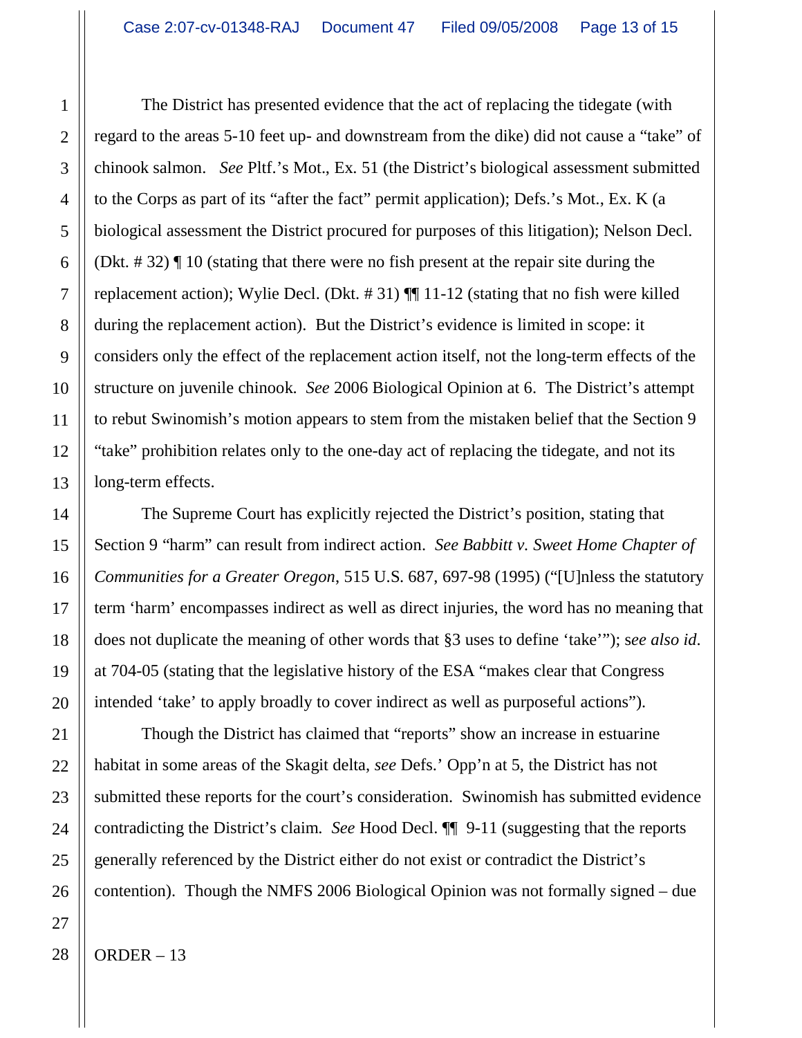The District has presented evidence that the act of replacing the tidegate (with regard to the areas 5-10 feet up- and downstream from the dike) did not cause a "take" of chinook salmon. *See* Pltf.'s Mot., Ex. 51 (the District's biological assessment submitted to the Corps as part of its "after the fact" permit application); Defs.'s Mot., Ex. K (a biological assessment the District procured for purposes of this litigation); Nelson Decl. (Dkt. # 32) ¶ 10 (stating that there were no fish present at the repair site during the replacement action); Wylie Decl. (Dkt. # 31) ¶¶ 11-12 (stating that no fish were killed during the replacement action). But the District's evidence is limited in scope: it considers only the effect of the replacement action itself, not the long-term effects of the structure on juvenile chinook. *See* 2006 Biological Opinion at 6. The District's attempt to rebut Swinomish's motion appears to stem from the mistaken belief that the Section 9 "take" prohibition relates only to the one-day act of replacing the tidegate, and not its long-term effects.

The Supreme Court has explicitly rejected the District's position, stating that Section 9 "harm" can result from indirect action. *See Babbitt v. Sweet Home Chapter of Communities for a Greater Oregon*, 515 U.S. 687, 697-98 (1995) ("[U]nless the statutory term 'harm' encompasses indirect as well as direct injuries, the word has no meaning that does not duplicate the meaning of other words that §3 uses to define 'take'"); *see also id*. at 704-05 (stating that the legislative history of the ESA "makes clear that Congress intended 'take' to apply broadly to cover indirect as well as purposeful actions").

Though the District has claimed that "reports" show an increase in estuarine habitat in some areas of the Skagit delta, *see* Defs.' Opp'n at 5, the District has not submitted these reports for the court's consideration. Swinomish has submitted evidence contradicting the District's claim. *See* Hood Decl. ¶¶ 9-11 (suggesting that the reports generally referenced by the District either do not exist or contradict the District's contention). Though the NMFS 2006 Biological Opinion was not formally signed – due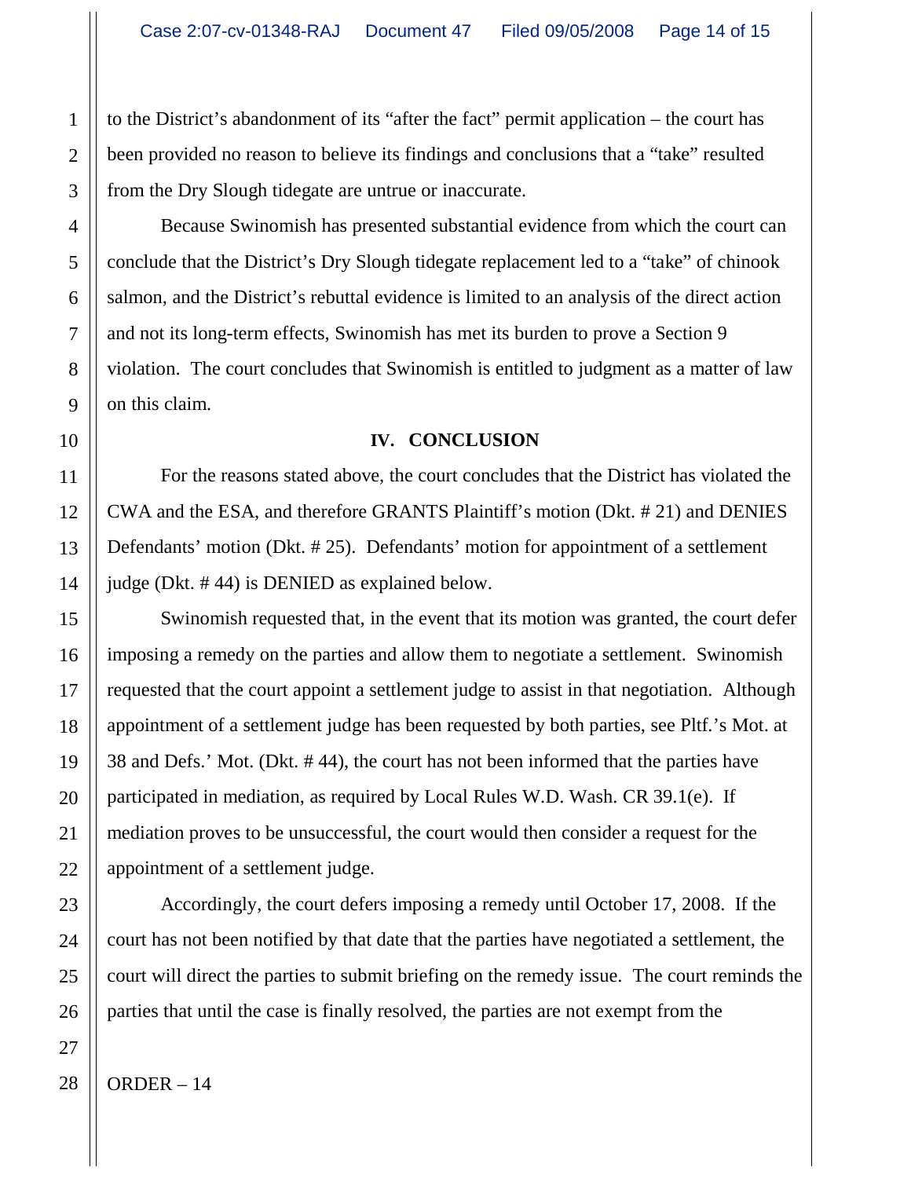to the District's abandonment of its "after the fact" permit application – the court has been provided no reason to believe its findings and conclusions that a "take" resulted from the Dry Slough tidegate are untrue or inaccurate.

Because Swinomish has presented substantial evidence from which the court can conclude that the District's Dry Slough tidegate replacement led to a "take" of chinook salmon, and the District's rebuttal evidence is limited to an analysis of the direct action and not its long-term effects, Swinomish has met its burden to prove a Section 9 violation. The court concludes that Swinomish is entitled to judgment as a matter of law on this claim.

## IV. CONCLUSION

For the reasons stated above, the court concludes that the District has violated the CWA and the ESA, and therefore GRANTS Plaintiff's motion (Dkt. # 21) and DENIES Defendants' motion (Dkt. # 25). Defendants' motion for appointment of a settlement judge (Dkt. # 44) is DENIED as explained below.

Swinomish requested that, in the event that its motion was granted, the court defer imposing a remedy on the parties and allow them to negotiate a settlement. Swinomish requested that the court appoint a settlement judge to assist in that negotiation. Although appointment of a settlement judge has been requested by both parties, see Pltf.'s Mot. at 38 and Defs.' Mot. (Dkt. # 44), the court has not been informed that the parties have participated in mediation, as required by Local Rules W.D. Wash. CR 39.1(e). If mediation proves to be unsuccessful, the court would then consider a request for the appointment of a settlement judge.

Accordingly, the court defers imposing a remedy until October 17, 2008. If the court has not been notified by that date that the parties have negotiated a settlement, the court will direct the parties to submit briefing on the remedy issue. The court reminds the parties that until the case is finally resolved, the parties are not exempt from the

ORDER – 14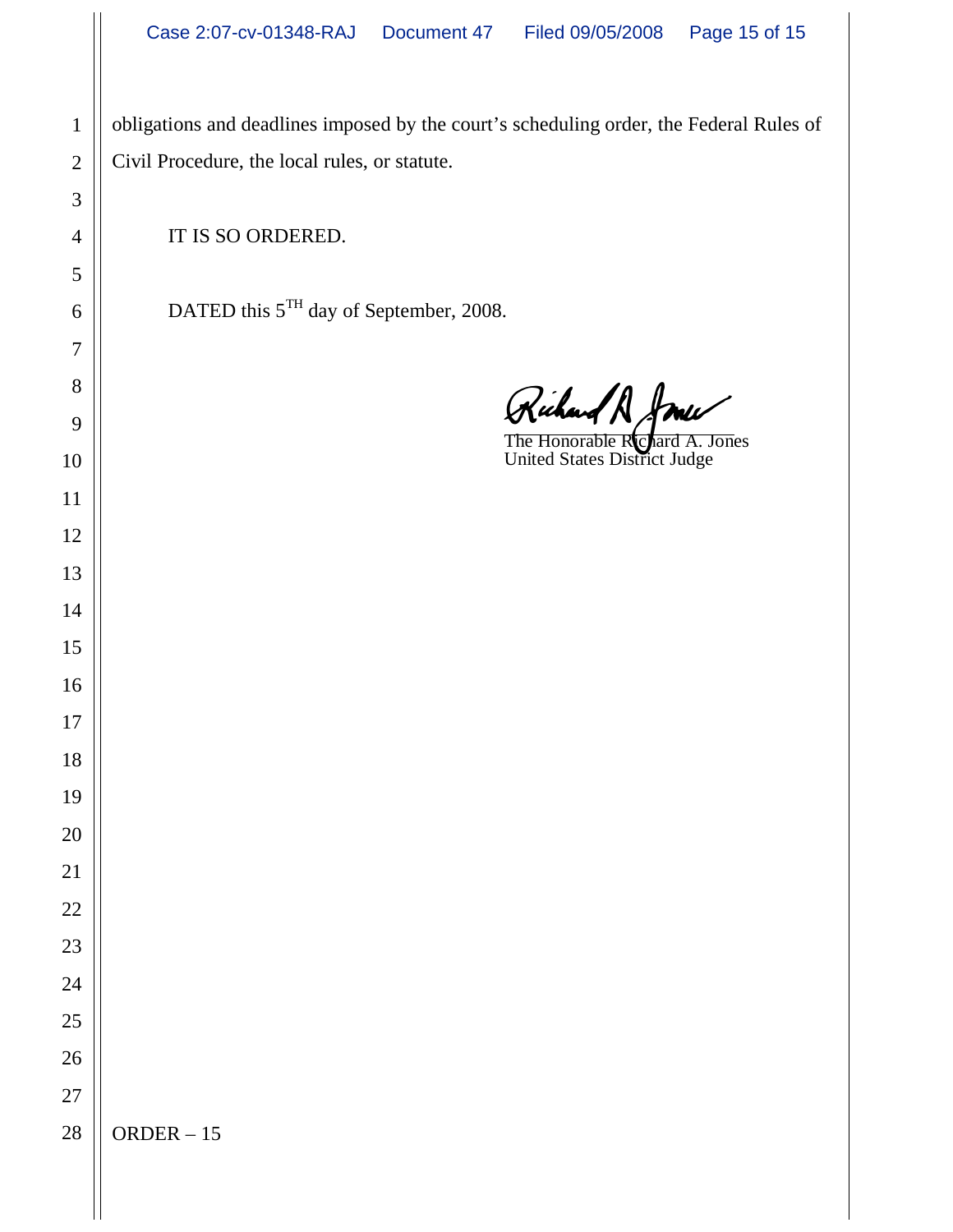obligations and deadlines imposed by the court's scheduling order, the Federal Rules of Civil Procedure, the local rules, or statute.

IT IS SO ORDERED.

DATED this 5TH day of September, 2008.

The Honorable Richard A. Jones
United States District Judge

ORDER – 15